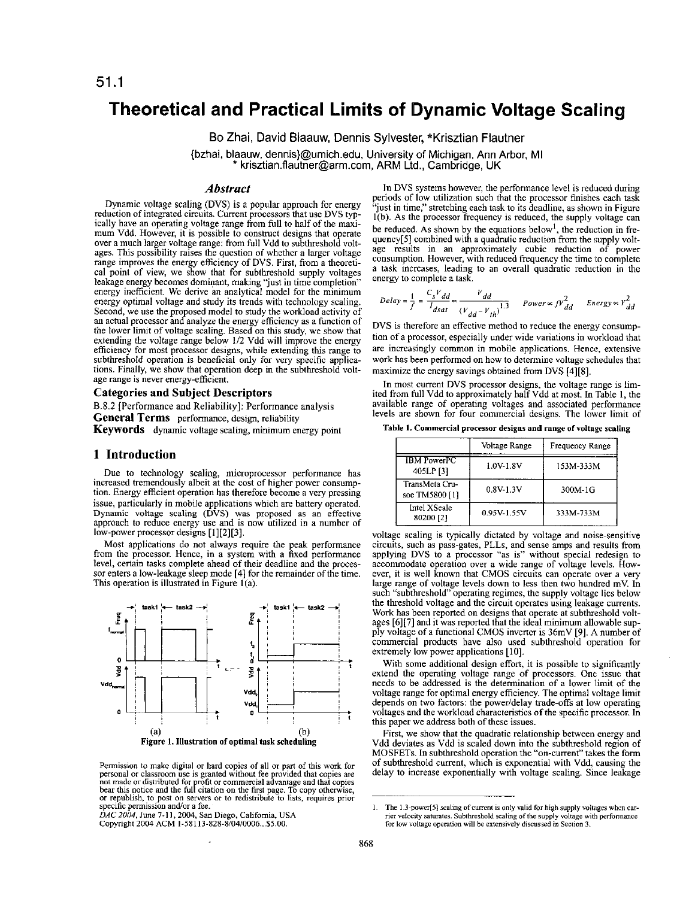51.1

# Theoretical and Practical Limits of Dynamic Voltage Scaling

Bo Zhai, David Blaauw, Dennis Sylvester, *Krisztian Flautner

{bzhai, blaauw, dennis}@umich.edu, University of Michigan, Ann Arbor, MI
* krisztian.flautner@arm.com, ARM Ltd., Cambridge, UK

### *Abstract*

Dynamic voltage scaling (DVS) is a popular approach for energy reduction of integrated circuits. Current processors that use DVS typically have an operating voltage range from full to half of the maximum Vdd. However, it is possible to construct designs that operate over a much larger voltage range: from full Vdd to subthreshold voltages. This possibility raises the question of whether a larger voltage range improves the energy efficiency of DVS. First, from a theoretical point of view, we show that for subthreshold supply voltages leakage energy becomes dominant, making "just in time completion" energy inefficient. We derive an analytical model for the minimum energy optimal voltage and study its trends with technology scaling. Second, we use the proposed model to study the workload activity of an actual processor and analyze the energy efficiency as a function of the lower limit of voltage scaling. Based on this study, we show that extending the voltage range below 1/2 Vdd will improve the energy efficiency for most processor designs, while extending this range to subthreshold operation is beneficial only for very specific applications. Finally, we show that operation deep in the subthreshold voltage range is never energy-efficient.

### Categories and Subject Descriptors

B.8.2 [Performance and Reliability]: Performance analysis

**General Terms** performance, design, reliability

**Keywords** dynamic voltage scaling, minimum energy point

## 1 Introduction

Due to technology scaling, microprocessor performance has increased tremendously albeit at the cost of higher power consumption. Energy efficient operation has therefore become a very pressing issue, particularly in mobile applications which are battery operated. Dynamic voltage scaling (DVS) was proposed as an effective approach to reduce energy use and is now utilized in a number of low-power processor designs [1][2][3].

Most applications do not always require the peak performance from the processor. Hence, in a system with a fixed performance level, certain tasks complete ahead of their deadline and the processor enters a low-leakage sleep mode [4] for the remainder of the time. This operation is illustrated in Figure 1(a).

task1 task2
Freq
$f_{normal}$
0
Vdd
$Vdd_{normal}$
0
t
(a)

task1 task2
Freq
$f_2$
$f_1$
0
Vdd
$Vdd_2$
$Vdd_1$
0
t
(b)

**Figure 1. Illustration of optimal task scheduling**

In DVS systems however, the performance level is reduced during periods of low utilization such that the processor finishes each task "just in time," stretching each task to its deadline, as shown in Figure 1(b). As the processor frequency is reduced, the supply voltage can be reduced. As shown by the equations below[1], the reduction in frequency[5] combined with a quadratic reduction from the supply voltage results in an approximately cubic reduction of power consumption. However, with reduced frequency the time to complete a task increases, leading to an overall quadratic reduction in the energy to complete a task.

$$Delay = \frac{1}{f} = \frac{C_s V_{dd}}{I_{dsat}} \propto \frac{V_{dd}}{(V_{dd}-V_{th})^{1.3}} \qquad Power \propto f V_{dd}^2 \qquad Energy \propto V_{dd}^2$$

DVS is therefore an effective method to reduce the energy consumption of a processor, especially under wide variations in workload that are increasingly common in mobile applications. Hence, extensive work has been performed on how to determine voltage schedules that maximize the energy savings obtained from DVS [4][8].

In most current DVS processor designs, the voltage range is limited from full Vdd to approximately half Vdd at most. In Table 1, the available range of operating voltages and associated performance levels are shown for four commercial designs. The lower limit of

**Table 1. Commercial processor designs and range of voltage scaling**

| | Voltage Range | Frequency Range |
|---|---|---|
| IBM PowerPC 405LP [3] | 1.0V-1.8V | 153M-333M |
| TransMeta Crusoe TM5800 [1] | 0.8V-1.3V | 300M-1G |
| Intel XScale 80200 [2] | 0.95V-1.55V | 333M-733M |

voltage scaling is typically dictated by voltage and noise-sensitive circuits, such as pass-gates, PLLs, and sense amps and results from applying DVS to a processor "as is" without special redesign to accommodate operation over a wide range of voltage levels. However, it is well known that CMOS circuits can operate over a very large range of voltage levels down to less then two hundred mV. In such "subthreshold" operating regimes, the supply voltage lies below the threshold voltage and the circuit operates using leakage currents. Work has been reported on designs that operate at subthreshold voltages [6][7] and it was reported that the ideal minimum allowable supply voltage of a functional CMOS inverter is 36mV [9]. A number of commercial products have also used subthreshold operation for extremely low power applications [10].

With some additional design effort, it is possible to significantly extend the operating voltage range of processors. One issue that needs to be addressed is the determination of a lower limit of the voltage range for optimal energy efficiency. The optimal voltage limit depends on two factors: the power/delay trade-offs at low operating voltages and the workload characteristics of the specific processor. In this paper we address both of these issues.

First, we show that the quadratic relationship between energy and Vdd deviates as Vdd is scaled down into the subthreshold region of MOSFETs. In subthreshold operation the "on-current" takes the form of subthreshold current, which is exponential with Vdd, causing the delay to increase exponentially with voltage scaling. Since leakage

1. The 1.3-power[5] scaling of current is only valid for high supply voltages when carrier velocity saturates. Subthreshold scaling of the supply voltage with performance for low voltage operation will be extensively discussed in Section 3.

Permission to make digital or hard copies of all or part of this work for personal or classroom use is granted without fee provided that copies are not made or distributed for profit or commercial advantage and that copies bear this notice and the full citation on the first page. To copy otherwise, or republish, to post on servers or to redistribute to lists, requires prior specific permission and/or a fee.
*DAC 2004*, June 7-11, 2004, San Diego, California, USA
Copyright 2004 ACM 1-58113-828-8/04/0006...$5.00.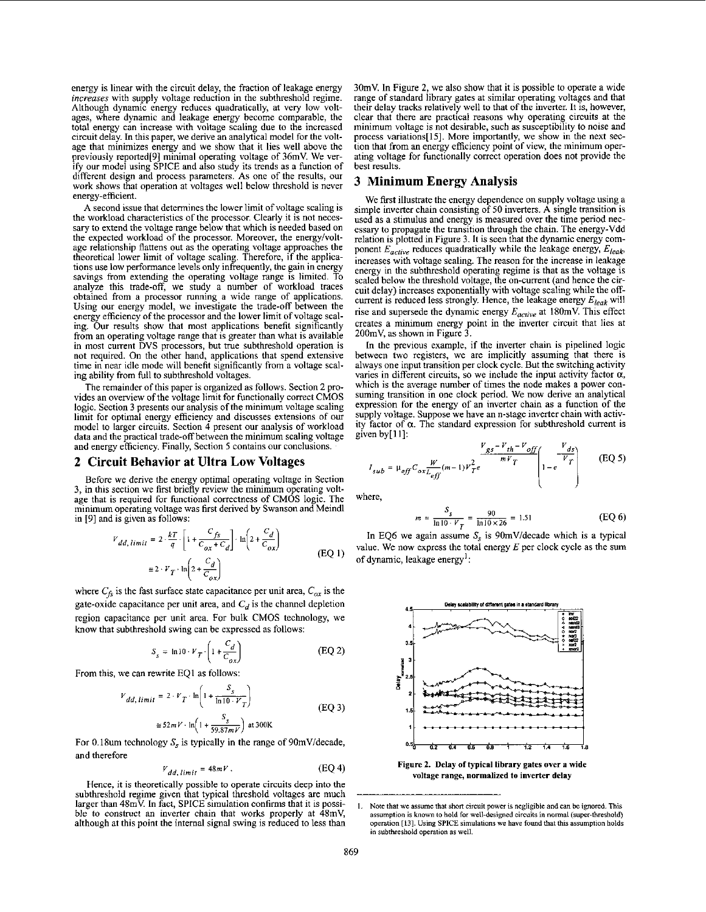energy is linear with the circuit delay, the fraction of leakage energy *increases* with supply voltage reduction in the subthreshold regime. Although dynamic energy reduces quadratically, at very low voltages, where dynamic and leakage energy become comparable, the total energy can increase with voltage scaling due to the increased circuit delay. In this paper, we derive an analytical model for the voltage that minimizes energy and we show that it lies well above the previously reported[9] minimal operating voltage of 36mV. We verify our model using SPICE and also study its trends as a function of different design and process parameters. As one of the results, our work shows that operation at voltages well below threshold is never energy-efficient.

A second issue that determines the lower limit of voltage scaling is the workload characteristics of the processor. Clearly it is not necessary to extend the voltage range below that which is needed based on the expected workload of the processor. Moreover, the energy/voltage relationship flattens out as the operating voltage approaches the theoretical lower limit of voltage scaling. Therefore, if the applications use low performance levels only infrequently, the gain in energy savings from extending the operating voltage range is limited. To analyze this trade-off, we study a number of workload traces obtained from a processor running a wide range of applications. Using our energy model, we investigate the trade-off between the energy efficiency of the processor and the lower limit of voltage scaling. Our results show that most applications benefit significantly from an operating voltage range that is greater than what is available in most current DVS processors, but true subthreshold operation is not required. On the other hand, applications that spend extensive time in near idle mode will benefit significantly from a voltage scaling ability from full to subthreshold voltages.

The remainder of this paper is organized as follows. Section 2 provides an overview of the voltage limit for functionally correct CMOS logic. Section 3 presents our analysis of the minimum voltage scaling limit for optimal energy efficiency and discusses extensions of our model to larger circuits. Section 4 present our analysis of workload data and the practical trade-off between the minimum scaling voltage and energy efficiency. Finally, Section 5 contains our conclusions.

## 2 Circuit Behavior at Ultra Low Voltages

Before we derive the energy optimal operating voltage in Section 3, in this section we first briefly review the minimum operating voltage that is required for functional correctness of CMOS logic. The minimum operating voltage was first derived by Swanson and Meindl in [9] and is given as follows:

$$V_{dd,limit} = 2 \cdot \frac{kT}{q} \cdot \left[1 + \frac{C_{fs}}{C_{ox} + C_d}\right] \cdot \ln\left(2 + \frac{C_d}{C_{ox}}\right) \cong 2 \cdot V_T \cdot \ln\left(2 + \frac{C_d}{C_{ox}}\right) \quad \text{(EQ 1)}$$

where $C_{fs}$ is the fast surface state capacitance per unit area, $C_{ox}$ is the gate-oxide capacitance per unit area, and $C_d$ is the channel depletion region capacitance per unit area. For bulk CMOS technology, we know that subthreshold swing can be expressed as follows:

$$S_s = \ln 10 \cdot V_T \cdot \left(1 + \frac{C_d}{C_{ox}}\right) \quad \text{(EQ 2)}$$

From this, we can rewrite EQ1 as follows:

$$V_{dd,limit} = 2 \cdot V_T \cdot \ln\left(1 + \frac{S_s}{\ln 10 \cdot V_T}\right) \cong 52mV \cdot \ln\left(1 + \frac{S_s}{59.87mV}\right) \text{ at 300K} \quad \text{(EQ 3)}$$

For 0.18um technology $S_s$ is typically in the range of 90mV/decade, and therefore

$$V_{dd,limit} = 48mV. \quad \text{(EQ 4)}$$

Hence, it is theoretically possible to operate circuits deep into the subthreshold regime given that typical threshold voltages are much larger than 48mV. In fact, SPICE simulation confirms that it is possible to construct an inverter chain that works properly at 48mV, although at this point the internal signal swing is reduced to less than 30mV. In Figure 2, we also show that it is possible to operate a wide range of standard library gates at similar operating voltages and that their delay tracks relatively well to that of the inverter. It is, however, clear that there are practical reasons why operating circuits at the minimum voltage is not desirable, such as susceptibility to noise and process variations[15]. More importantly, we show in the next section that from an energy efficiency point of view, the minimum operating voltage for functionally correct operation does not provide the best results.

## 3 Minimum Energy Analysis

We first illustrate the energy dependence on supply voltage using a simple inverter chain consisting of 50 inverters. A single transition is used as a stimulus and energy is measured over the time period necessary to propagate the transition through the chain. The energy-Vdd relation is plotted in Figure 3. It is seen that the dynamic energy component $E_{active}$ reduces quadratically while the leakage energy, $E_{leak}$, increases with voltage scaling. The reason for the increase in leakage energy in the subthreshold operating regime is that as the voltage is scaled below the threshold voltage, the on-current (and hence the circuit delay) increases exponentially with voltage scaling while the off-current is reduced less strongly. Hence, the leakage energy $E_{leak}$ will rise and supersede the dynamic energy $E_{active}$ at 180mV. This effect creates a minimum energy point in the inverter circuit that lies at 200mV, as shown in Figure 3.

In the previous example, if the inverter chain is pipelined logic between two registers, we are implicitly assuming that there is always one input transition per clock cycle. But the switching activity varies in different circuits, so we include the input activity factor $\alpha$, which is the average number of times the node makes a power consuming transition in one clock period. We now derive an analytical expression for the energy of an inverter chain as a function of the supply voltage. Suppose we have an n-stage inverter chain with activity factor of $\alpha$. The standard expression for subthreshold current is given by[11]:

$$I_{sub} = \mu_{eff} C_{ox} \frac{W}{L_{eff}} (m-1) V_T^2 e^{\frac{V_{gs} - V_{th} - V_{off}}{m V_T}} \left(1 - e^{-\frac{V_{ds}}{V_T}}\right) \quad \text{(EQ 5)}$$

where,

$$m = \frac{S_s}{\ln 10 \cdot V_T} = \frac{90}{\ln 10 \times 26} = 1.51 \quad \text{(EQ 6)}$$

In EQ6 we again assume $S_s$ is 90mV/decade which is a typical value. We now express the total energy $E$ per clock cycle as the sum of dynamic, leakage energy[1]:

Delay scalability of different gates in a standard library

Delay normalized

inv
aoi22
nand2
nand3
nor2
nor3
aoi22
xor2
xnor2

0.5
1
1.5
2
2.5
3
3.5
4
4.5

0.2 0.4 0.6 0.8 1 1.2 1.4 1.6 1.8

**Figure 2. Delay of typical library gates over a wide voltage range, normalized to inverter delay**

1. Note that we assume that short circuit power is negligible and can be ignored. This assumption is known to hold for well-designed circuits in normal (super-threshold) operation [13]. Using SPICE simulations we have found that this assumption holds in subthreshold operation as well.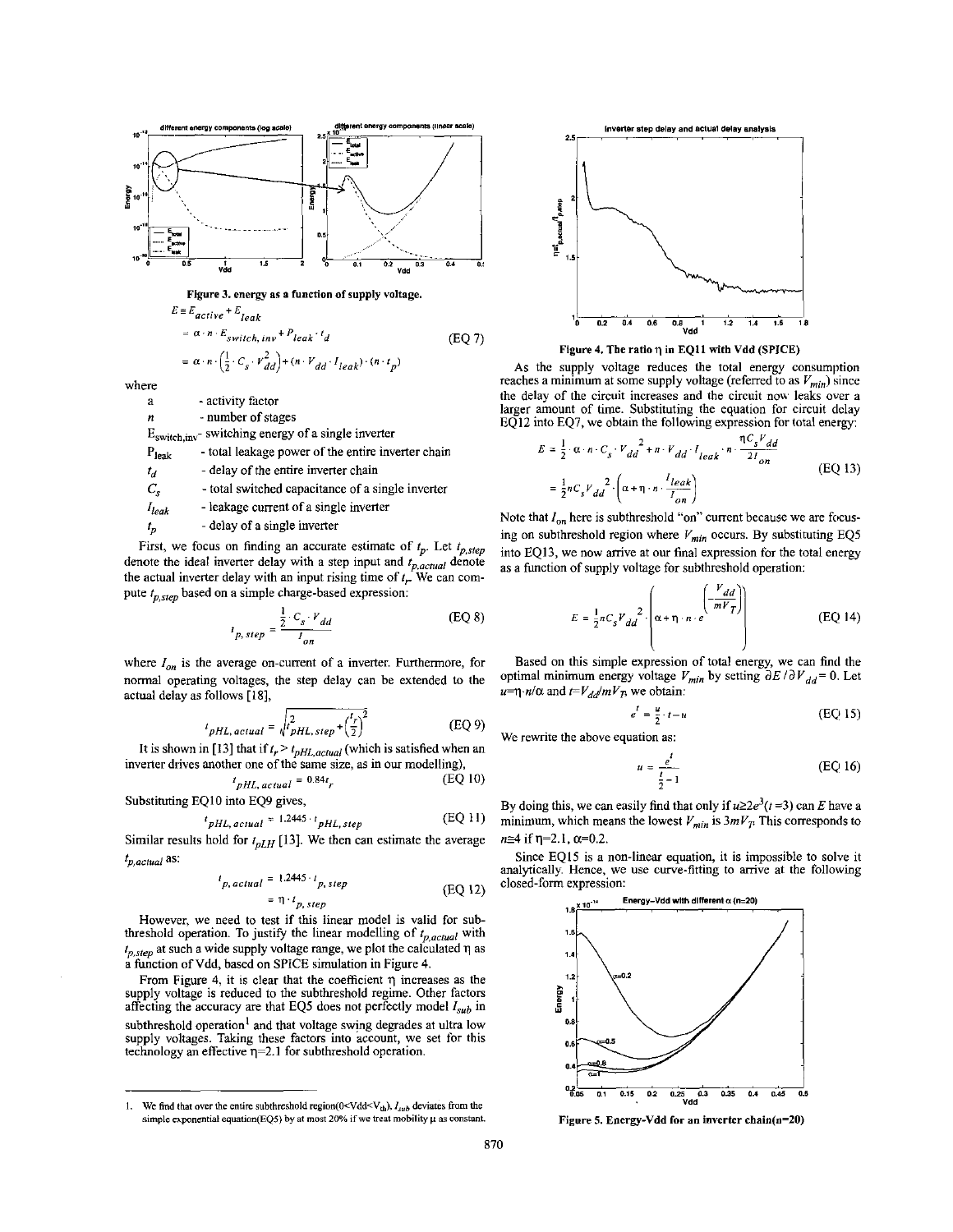Figure 3. energy as a function of supply voltage.

$$E \equiv E_{active} + E_{leak}$$
$$= \alpha \cdot n \cdot E_{switch,inv} + P_{leak} \cdot t_d \quad \text{(EQ 7)}$$
$$= \alpha \cdot n \cdot \left(\frac{1}{2} \cdot C_s \cdot V_{dd}^2\right) + (n \cdot V_{dd} \cdot I_{leak}) \cdot (n \cdot t_p)$$

where

- a - activity factor
- $n$ - number of stages
- $E_{switch,inv}$ - switching energy of a single inverter
- $P_{leak}$ - total leakage power of the entire inverter chain
- $t_d$ - delay of the entire inverter chain
- $C_s$ - total switched capacitance of a single inverter
- $I_{leak}$ - leakage current of a single inverter
- $t_p$ - delay of a single inverter

First, we focus on finding an accurate estimate of $t_p$. Let $t_{p,step}$ denote the ideal inverter delay with a step input and $t_{p,actual}$ denote the actual inverter delay with an input rising time of $t_r$. We can compute $t_{p,step}$ based on a simple charge-based expression:

$$t_{p,step} = \frac{\frac{1}{2} \cdot C_s \cdot V_{dd}}{I_{on}} \quad \text{(EQ 8)}$$

where $I_{on}$ is the average on-current of a inverter. Furthermore, for normal operating voltages, the step delay can be extended to the actual delay as follows [18],

$$t_{pHL,actual} = \sqrt{t_{pHL,step}^2 + \left(\frac{t_r}{2}\right)^2} \quad \text{(EQ 9)}$$

It is shown in [13] that if $t_r > t_{pHL,actual}$ (which is satisfied when an inverter drives another one of the same size, as in our modelling),

$$t_{pHL,actual} = 0.84 t_r \quad \text{(EQ 10)}$$

Substituting EQ10 into EQ9 gives,

$$t_{pHL,actual} = 1.2445 \cdot t_{pHL,step} \quad \text{(EQ 11)}$$

Similar results hold for $t_{pLH}$ [13]. We then can estimate the average $t_{p,actual}$ as:

$$t_{p,actual} = 1.2445 \cdot t_{p,step} = \eta \cdot t_{p,step} \quad \text{(EQ 12)}$$

However, we need to test if this linear model is valid for subthreshold operation. To justify the linear modelling of $t_{p,actual}$ with $t_{p,step}$ at such a wide supply voltage range, we plot the calculated $\eta$ as a function of Vdd, based on SPICE simulation in Figure 4.

From Figure 4, it is clear that the coefficient $\eta$ increases as the supply voltage is reduced to the subthreshold regime. Other factors affecting the accuracy are that EQ5 does not perfectly model $I_{sub}$ in subthreshold operation[1] and that voltage swing degrades at ultra low supply voltages. Taking these factors into account, we set for this technology an effective $\eta$=2.1 for subthreshold operation.

Figure 4. The ratio $\eta$ in EQ11 with Vdd (SPICE)

As the supply voltage reduces the total energy consumption reaches a minimum at some supply voltage (referred to as $V_{min}$) since the delay of the circuit increases and the circuit now leaks over a larger amount of time. Substituting the equation for circuit delay EQ12 into EQ7, we obtain the following expression for total energy:

$$E = \frac{1}{2} \cdot \alpha \cdot n \cdot C_s \cdot V_{dd}^2 + n \cdot V_{dd} \cdot I_{leak} \cdot n \cdot \frac{\eta C_s V_{dd}}{2 I_{on}}$$
$$= \frac{1}{2} n C_s V_{dd}^2 \cdot \left(\alpha + \eta \cdot n \cdot \frac{I_{leak}}{I_{on}}\right) \quad \text{(EQ 13)}$$

Note that $I_{on}$ here is subthreshold "on" current because we are focusing on subthreshold region where $V_{min}$ occurs. By substituting EQ5 into EQ13, we now arrive at our final expression for the total energy as a function of supply voltage for subthreshold operation:

$$E = \frac{1}{2} n C_s V_{dd}^2 \cdot \left(\alpha + \eta \cdot n \cdot e^{\left(-\frac{V_{dd}}{m V_T}\right)}\right) \quad \text{(EQ 14)}$$

Based on this simple expression of total energy, we can find the optimal minimum energy voltage $V_{min}$ by setting $\partial E / \partial V_{dd} = 0$. Let $u = \eta \cdot n/\alpha$ and $t = V_{dd}/mV_T$, we obtain:

$$e^t = \frac{u}{2} \cdot t - u \quad \text{(EQ 15)}$$

We rewrite the above equation as:

$$u = \frac{e^t}{\frac{t}{2} - 1} \quad \text{(EQ 16)}$$

By doing this, we can easily find that only if $u \geq 2e^3$ ($t$ =3) can $E$ have a minimum, which means the lowest $V_{min}$ is $3mV_T$. This corresponds to $n \cong 4$ if $\eta$=2.1, $\alpha$=0.2.

Since EQ15 is a non-linear equation, it is impossible to solve it analytically. Hence, we use curve-fitting to arrive at the following closed-form expression:

Figure 5. Energy-Vdd for an inverter chain(n=20)

[1] We find that over the entire subthreshold region($0<Vdd<V_{th}$), $I_{sub}$ deviates from the simple exponential equation(EQ5) by at most 20% if we treat mobility $\mu$ as constant.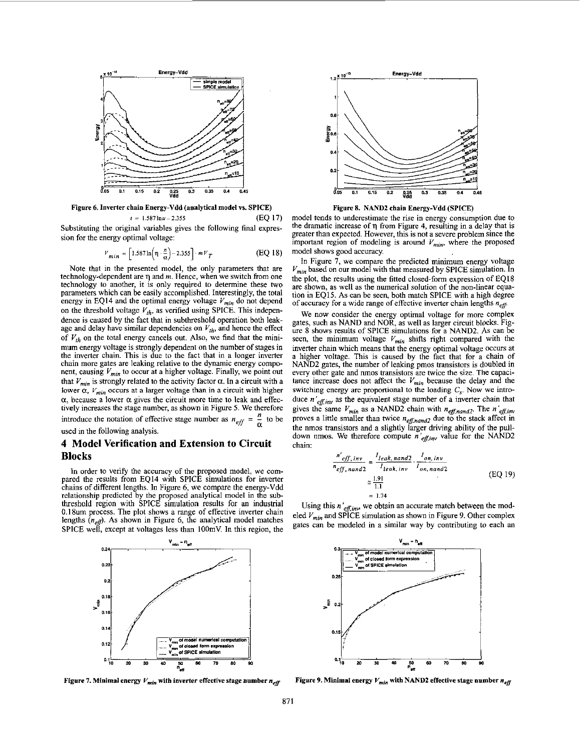Figure 6. Inverter chain Energy-Vdd (analytical model vs. SPICE)

$$t = 1.587\ln u - 2.355 \quad \text{(EQ 17)}$$

Substituting the original variables gives the following final expression for the energy optimal voltage:

$$V_{min} = \left[1.587\ln\left(\eta \cdot \frac{n}{\alpha}\right) - 2.355\right] \cdot mV_T \quad \text{(EQ 18)}$$

Note that in the presented model, the only parameters that are technology-dependent are $\eta$ and $m$. Hence, when we switch from one technology to another, it is only required to determine these two parameters which can be easily accomplished. Interestingly, the total energy in EQ14 and the optimal energy voltage $V_{min}$ do not depend on the threshold voltage $V_{th}$, as verified using SPICE. This independence is caused by the fact that in subthreshold operation both leakage and delay have similar dependencies on $V_{th}$, and hence the effect of $V_{th}$ on the total energy cancels out. Also, we find that the minimum energy voltage is strongly dependent on the number of stages in the inverter chain. This is due to the fact that in a longer inverter chain more gates are leaking relative to the dynamic energy component, causing $V_{min}$ to occur at a higher voltage. Finally, we point out that $V_{min}$ is strongly related to the activity factor $\alpha$. In a circuit with a lower $\alpha$, $V_{min}$ occurs at a larger voltage than in a circuit with higher $\alpha$, because a lower $\alpha$ gives the circuit more time to leak and effectively increases the stage number, as shown in Figure 5. We therefore introduce the notation of effective stage number as $n_{eff} = \frac{n}{\alpha}$ to be used in the following analysis.

## 4 Model Verification and Extension to Circuit Blocks

In order to verify the accuracy of the proposed model, we compared the results from EQ14 with SPICE simulations for inverter chains of different lengths. In Figure 6, we compare the energy-Vdd relationship predicted by the proposed analytical model in the subthreshold region with SPICE simulation results for an industrial 0.18um process. The plot shows a range of effective inverter chain lengths ($n_{eff}$). As shown in Figure 6, the analytical model matches SPICE well, except at voltages less than 100mV. In this region, the model tends to underestimate the rise in energy consumption due to the dramatic increase of $\eta$ from Figure 4, resulting in a delay that is greater than expected. However, this is not a severe problem since the important region of modeling is around $V_{min}$, where the proposed model shows good accuracy.

Figure 8. NAND2 chain Energy-Vdd (SPICE)

In Figure 7, we compare the predicted minimum energy voltage $V_{min}$ based on our model with that measured by SPICE simulation. In the plot, the results using the fitted closed-form expression of EQ18 are shown, as well as the numerical solution of the non-linear equation in EQ15. As can be seen, both match SPICE with a high degree of accuracy for a wide range of effective inverter chain lengths $n_{eff}$.

We now consider the energy optimal voltage for more complex gates, such as NAND and NOR, as well as larger circuit blocks. Figure 8 shows results of SPICE simulations for a NAND2. As can be seen, the minimum voltage $V_{min}$ shifts right compared with the inverter chain which means that the energy optimal voltage occurs at a higher voltage. This is caused by the fact that for a chain of NAND2 gates, the number of leaking pmos transistors is doubled in every other gate and nmos transistors are twice the size. The capacitance increase does not affect the $V_{min}$ because the delay and the switching energy are proportional to the loading $C_s$. Now we introduce $n'_{eff,inv}$ as the equivalent stage number of a inverter chain that gives the same $V_{min}$ as a NAND2 chain with $n_{eff,nand2}$. The $n'_{eff,inv}$ proves a little smaller than twice $n_{eff,nand2}$ due to the stack affect in the nmos transistors and a slightly larger driving ability of the pull-down nmos. We therefore compute $n'_{eff,inv}$ value for the NAND2 chain:

$$\frac{n'_{eff,inv}}{n_{eff,nand2}} = \frac{I_{leak,nand2}}{I_{leak,inv}} \cdot \frac{I_{on,inv}}{I_{on,nand2}} \approx \frac{1.91}{1.1} = 1.74 \quad \text{(EQ 19)}$$

Using this $n'_{eff,inv}$, we obtain an accurate match between the modeled $V_{min}$ and SPICE simulation as shown in Figure 9. Other complex gates can be modeled in a similar way by contributing to each an

Figure 7. Minimal energy $V_{min}$ with inverter effective stage number $n_{eff}$

Figure 9. Minimal energy $V_{min}$ with NAND2 effective stage number $n_{eff}$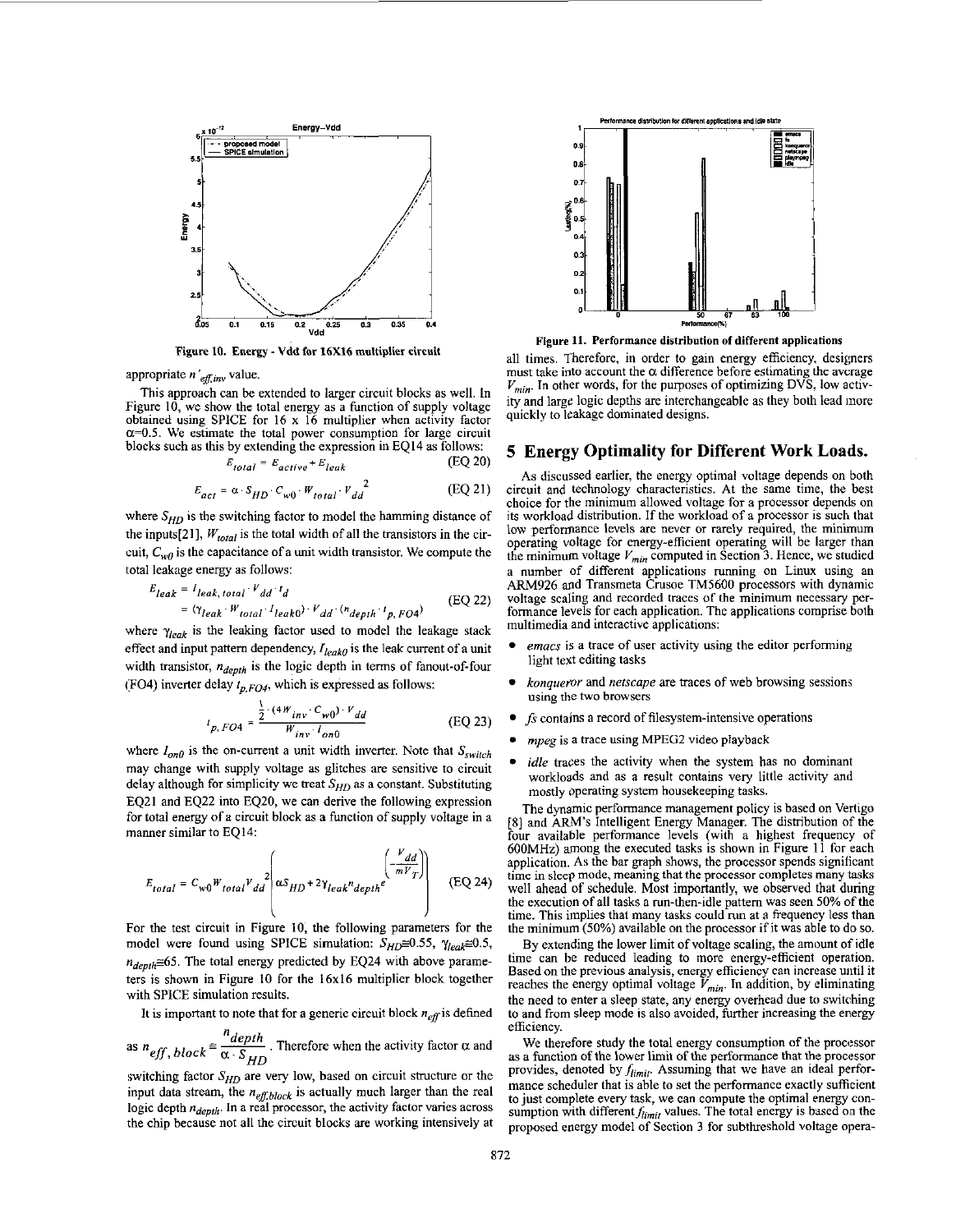Figure 10. Energy - Vdd for 16X16 multiplier circuit

appropriate $n'_{eff,inv}$ value.

This approach can be extended to larger circuit blocks as well. In Figure 10, we show the total energy as a function of supply voltage obtained using SPICE for 16 x 16 multiplier when activity factor $\alpha$=0.5. We estimate the total power consumption for large circuit blocks such as this by extending the expression in EQ14 as follows:

$$E_{total} = E_{active} + E_{leak} \qquad \text{(EQ 20)}$$

$$E_{act} = \alpha \cdot S_{HD} \cdot C_{w0} \cdot W_{total} \cdot V_{dd}^2 \qquad \text{(EQ 21)}$$

where $S_{HD}$ is the switching factor to model the hamming distance of the inputs[21], $W_{total}$ is the total width of all the transistors in the circuit, $C_{w0}$ is the capacitance of a unit width transistor. We compute the total leakage energy as follows:

$$\begin{aligned} E_{leak} &= I_{leak,total} \cdot V_{dd} \cdot t_d \\ &= (\gamma_{leak} \cdot W_{total} \cdot I_{leak0}) \cdot V_{dd} \cdot (n_{depth} \cdot t_{p,FO4}) \end{aligned} \qquad \text{(EQ 22)}$$

where $\gamma_{leak}$ is the leaking factor used to model the leakage stack effect and input pattern dependency, $I_{leak0}$ is the leak current of a unit width transistor, $n_{depth}$ is the logic depth in terms of fanout-of-four (FO4) inverter delay $t_{p,FO4}$, which is expressed as follows:

$$t_{p,FO4} = \frac{\frac{1}{2} \cdot (4W_{inv} \cdot C_{w0}) \cdot V_{dd}}{W_{inv} \cdot I_{on0}} \qquad \text{(EQ 23)}$$

where $I_{on0}$ is the on-current a unit width inverter. Note that $S_{switch}$ may change with supply voltage as glitches are sensitive to circuit delay although for simplicity we treat $S_{HD}$ as a constant. Substituting EQ21 and EQ22 into EQ20, we can derive the following expression for total energy of a circuit block as a function of supply voltage in a manner similar to EQ14:

$$E_{total} = C_{w0} W_{total} V_{dd}^2 \left( \alpha S_{HD} + 2\gamma_{leak} n_{depth} e^{\left(-\frac{V_{dd}}{mV_T}\right)} \right) \qquad \text{(EQ 24)}$$

For the test circuit in Figure 10, the following parameters for the model were found using SPICE simulation: $S_{HD} \cong 0.55$, $\gamma_{leak} \cong 0.5$, $n_{depth} \cong 65$. The total energy predicted by EQ24 with above parameters is shown in Figure 10 for the 16x16 multiplier block together with SPICE simulation results.

It is important to note that for a generic circuit block $n_{eff}$ is defined as $n_{eff,block} \cong \frac{n_{depth}}{\alpha \cdot S_{HD}}$. Therefore when the activity factor $\alpha$ and switching factor $S_{HD}$ are very low, based on circuit structure or the input data stream, the $n_{eff,block}$ is actually much larger than the real logic depth $n_{depth}$. In a real processor, the activity factor varies across the chip because not all the circuit blocks are working intensively at all times. Therefore, in order to gain energy efficiency, designers must take into account the $\alpha$ difference before estimating the average $V_{min}$. In other words, for the purposes of optimizing DVS, low activity and large logic depths are interchangeable as they both lead more quickly to leakage dominated designs.

Figure 11. Performance distribution of different applications

## 5 Energy Optimality for Different Work Loads.

As discussed earlier, the energy optimal voltage depends on both circuit and technology characteristics. At the same time, the best choice for the minimum allowed voltage for a processor depends on its workload distribution. If the workload of a processor is such that low performance levels are never or rarely required, the minimum operating voltage for energy-efficient operating will be larger than the minimum voltage $V_{min}$ computed in Section 3. Hence, we studied a number of different applications running on Linux using an ARM926 and Transmeta Crusoe TM5600 processors with dynamic voltage scaling and recorded traces of the minimum necessary performance levels for each application. The applications comprise both multimedia and interactive applications:

- *emacs* is a trace of user activity using the editor performing light text editing tasks
- *konqueror* and *netscape* are traces of web browsing sessions using the two browsers
- *fs* contains a record of filesystem-intensive operations
- *mpeg* is a trace using MPEG2 video playback
- *idle* traces the activity when the system has no dominant workloads and as a result contains very little activity and mostly operating system housekeeping tasks.

The dynamic performance management policy is based on Vertigo [8] and ARM's Intelligent Energy Manager. The distribution of the four available performance levels (with a highest frequency of 600MHz) among the executed tasks is shown in Figure 11 for each application. As the bar graph shows, the processor spends significant time in sleep mode, meaning that the processor completes many tasks well ahead of schedule. Most importantly, we observed that during the execution of all tasks a run-then-idle pattern was seen 50% of the time. This implies that many tasks could run at a frequency less than the minimum (50%) available on the processor if it was able to do so.

By extending the lower limit of voltage scaling, the amount of idle time can be reduced leading to more energy-efficient operation. Based on the previous analysis, energy efficiency can increase until it reaches the energy optimal voltage $V_{min}$. In addition, by eliminating the need to enter a sleep state, any energy overhead due to switching to and from sleep mode is also avoided, further increasing the energy efficiency.

We therefore study the total energy consumption of the processor as a function of the lower limit of the performance that the processor provides, denoted by $f_{limit}$. Assuming that we have an ideal performance scheduler that is able to set the performance exactly sufficient to just complete every task, we can compute the optimal energy consumption with different $f_{limit}$ values. The total energy is based on the proposed energy model of Section 3 for subthreshold voltage opera-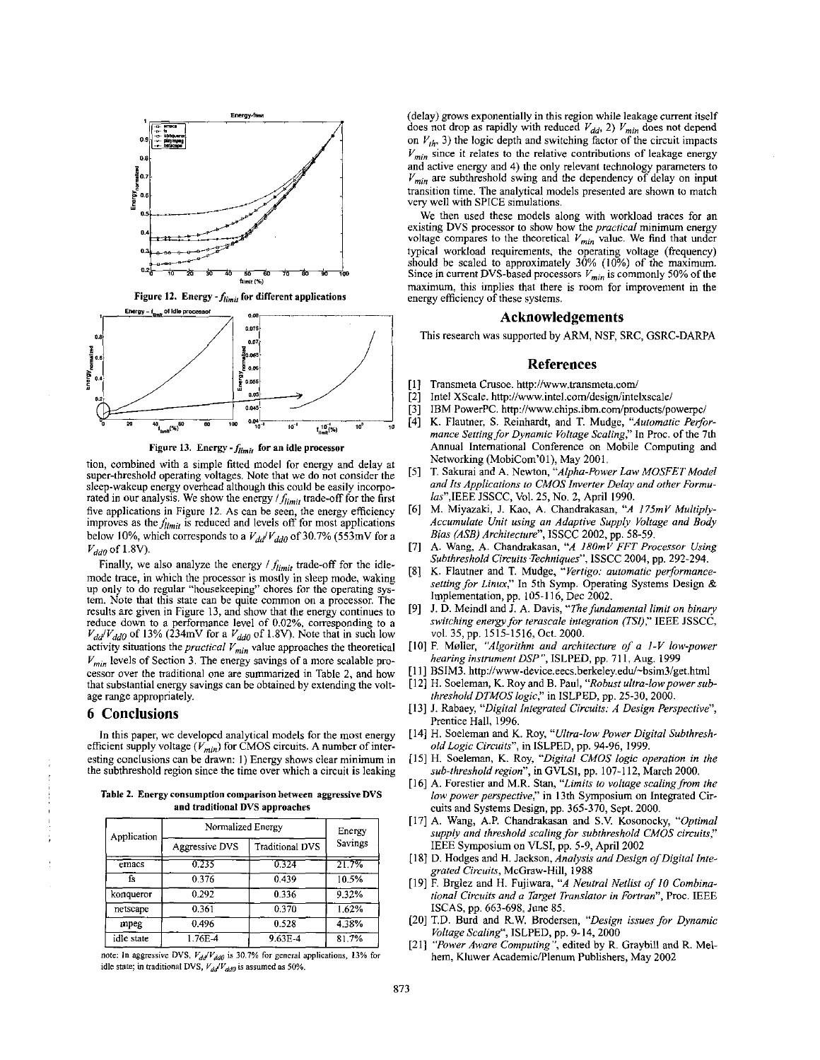Energy-flimit

emacs
fs
konqueror
plaympeg
netscape

Energy$_{normalized}$

$f_{limit}$ (%)

Figure 12. Energy - $f_{limit}$ for different applications

Energy - $f_{limit}$ of idle processor

Energy$_{normalized}$

$f_{limit}$(%)

Figure 13. Energy - $f_{limit}$ for an idle processor

tion, combined with a simple fitted model for energy and delay at super-threshold operating voltages. Note that we do not consider the sleep-wakeup energy overhead although this could be easily incorporated in our analysis. We show the energy / $f_{limit}$ trade-off for the first five applications in Figure 12. As can be seen, the energy efficiency improves as the $f_{limit}$ is reduced and levels off for most applications below 10%, which corresponds to a $V_{dd}/V_{dd0}$ of 30.7% (553mV for a $V_{dd0}$ of 1.8V).

Finally, we also analyze the energy / $f_{limit}$ trade-off for the idle-mode trace, in which the processor is mostly in sleep mode, waking up only to do regular "housekeeping" chores for the operating system. Note that this state can be quite common on a processor. The results are given in Figure 13, and show that the energy continues to reduce down to a performance level of 0.02%, corresponding to a $V_{dd}/V_{dd0}$ of 13% (234mV for a $V_{dd0}$ of 1.8V). Note that in such low activity situations the *practical* $V_{min}$ value approaches the theoretical $V_{min}$ levels of Section 3. The energy savings of a more scalable processor over the traditional one are summarized in Table 2, and how that substantial energy savings can be obtained by extending the voltage range appropriately.

## 6 Conclusions

In this paper, we developed analytical models for the most energy efficient supply voltage ($V_{min}$) for CMOS circuits. A number of interesting conclusions can be drawn: 1) Energy shows clear minimum in the subthreshold region since the time over which a circuit is leaking (delay) grows exponentially in this region while leakage current itself does not drop as rapidly with reduced $V_{dd}$, 2) $V_{min}$ does not depend on $V_{th}$, 3) the logic depth and switching factor of the circuit impacts $V_{min}$ since it relates to the relative contributions of leakage energy and active energy and 4) the only relevant technology parameters to $V_{min}$ are subthreshold swing and the dependency of delay on input transition time. The analytical models presented are shown to match very well with SPICE simulations.

We then used these models along with workload traces for an existing DVS processor to show how the *practical* minimum energy voltage compares to the theoretical $V_{min}$ value. We find that under typical workload requirements, the operating voltage (frequency) should be scaled to approximately 30% (10%) of the maximum. Since in current DVS-based processors $V_{min}$ is commonly 50% of the maximum, this implies that there is room for improvement in the energy efficiency of these systems.

**Table 2. Energy consumption comparison between aggressive DVS and traditional DVS approaches**

| Application | Normalized Energy | | Energy Savings |
|---|---|---|---|
| | Aggressive DVS | Traditional DVS | |
| emacs | 0.235 | 0.324 | 21.7% |
| fs | 0.376 | 0.439 | 10.5% |
| konqueror | 0.292 | 0.336 | 9.32% |
| netscape | 0.361 | 0.370 | 1.62% |
| mpeg | 0.496 | 0.528 | 4.38% |
| idle state | 1.76E-4 | 9.63E-4 | 81.7% |

note: In aggressive DVS, $V_{dd}/V_{dd0}$ is 30.7% for general applications, 13% for idle state; in traditional DVS, $V_{dd}/V_{dd0}$ is assumed as 50%.

## Acknowledgements

This research was supported by ARM, NSF, SRC, GSRC-DARPA

## References

[1] Transmeta Crusoe. http://www.transmeta.com/

[2] Intel XScale. http://www.intel.com/design/intelxscale/

[3] IBM PowerPC. http://www.chips.ibm.com/products/powerpc/

[4] K. Flautner, S. Reinhardt, and T. Mudge, *"Automatic Performance Setting for Dynamic Voltage Scaling,"* In Proc. of the 7th Annual International Conference on Mobile Computing and Networking (MobiCom'01), May 2001.

[5] T. Sakurai and A. Newton, *"Alpha-Power Law MOSFET Model and Its Applications to CMOS Inverter Delay and other Formulas"*, IEEE JSSCC, Vol. 25, No. 2, April 1990.

[6] M. Miyazaki, J. Kao, A. Chandrakasan, *"A 175mV Multiply-Accumulate Unit using an Adaptive Supply Voltage and Body Bias (ASB) Architecture"*, ISSCC 2002, pp. 58-59.

[7] A. Wang, A. Chandrakasan, *"A 180mV FFT Processor Using Subthreshold Circuits Techniques"*, ISSCC 2004, pp. 292-294.

[8] K. Flautner and T. Mudge, *"Vertigo: automatic performance-setting for Linux,"* In 5th Symp. Operating Systems Design & Implementation, pp. 105-116, Dec 2002.

[9] J. D. Meindl and J. A. Davis, *"The fundamental limit on binary switching energy for terascale integration (TSI),"* IEEE JSSCC, vol. 35, pp. 1515-1516, Oct. 2000.

[10] F. Møller, *"Algorithm and architecture of a 1-V low-power hearing instrument DSP"*, ISLPED, pp. 711, Aug. 1999

[11] BSIM3. http://www-device.eecs.berkeley.edu/~bsim3/get.html

[12] H. Soeleman, K. Roy and B. Paul, *"Robust ultra-low power subthreshold DTMOS logic,"* in ISLPED, pp. 25-30, 2000.

[13] J. Rabaey, *"Digital Integrated Circuits: A Design Perspective"*, Prentice Hall, 1996.

[14] H. Soeleman and K. Roy, *"Ultra-low Power Digital Subthreshold Logic Circuits"*, in ISLPED, pp. 94-96, 1999.

[15] H. Soeleman, K. Roy, *"Digital CMOS logic operation in the sub-threshold region"*, in GVLSI, pp. 107-112, March 2000.

[16] A. Forestier and M.R. Stan, *"Limits to voltage scaling from the low power perspective,"* in 13th Symposium on Integrated Circuits and Systems Design, pp. 365-370, Sept. 2000.

[17] A. Wang, A.P. Chandrakasan and S.V. Kosonocky, *"Optimal supply and threshold scaling for subthreshold CMOS circuits,"* IEEE Symposium on VLSI, pp. 5-9, April 2002

[18] D. Hodges and H. Jackson, *Analysis and Design of Digital Integrated Circuits*, McGraw-Hill, 1988

[19] F. Brglez and H. Fujiwara, *"A Neutral Netlist of 10 Combinational Circuits and a Target Translator in Fortran"*, Proc. IEEE ISCAS, pp. 663-698, June 85.

[20] T.D. Burd and R.W. Brodersen, *"Design issues for Dynamic Voltage Scaling"*, ISLPED, pp. 9-14, 2000

[21] *"Power Aware Computing"*, edited by R. Graybill and R. Melhem, Kluwer Academic/Plenum Publishers, May 2002